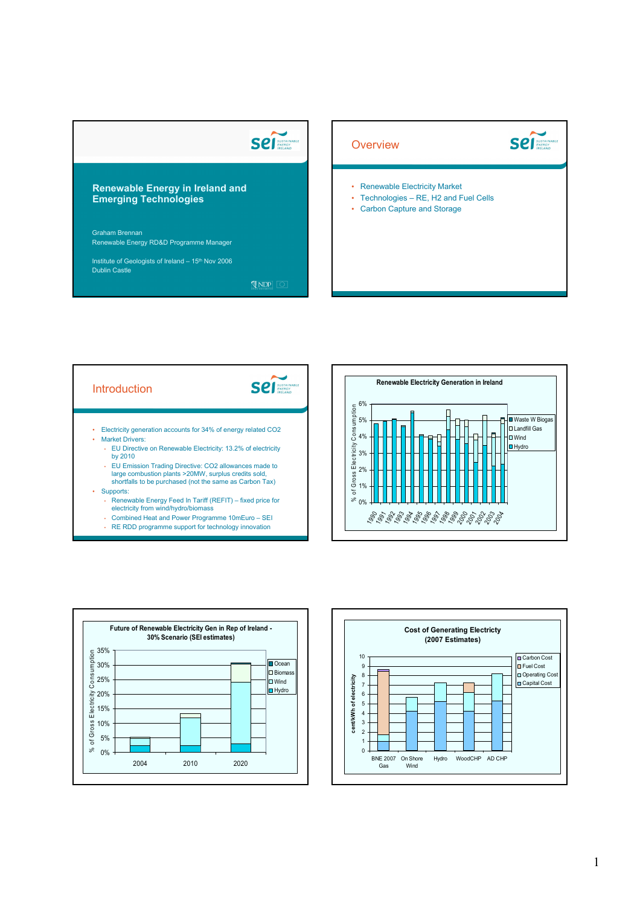# Renewable Energy in Ireland and Emerging Technologies

Graham Brennan
Renewable Energy RD&D Programme Manager

Institute of Geologists of Ireland – 15th Nov 2006
Dublin Castle

## Overview

- Renewable Electricity Market
- Technologies – RE, H2 and Fuel Cells
- Carbon Capture and Storage

## Introduction

- Electricity generation accounts for 34% of energy related CO2
- Market Drivers:
  - EU Directive on Renewable Electricity: 13.2% of electricity by 2010
  - EU Emission Trading Directive: CO2 allowances made to large combustion plants >20MW, surplus credits sold, shortfalls to be purchased (not the same as Carbon Tax)
- Supports:
  - Renewable Energy Feed In Tariff (REFIT) – fixed price for electricity from wind/hydro/biomass
  - Combined Heat and Power Programme 10mEuro – SEI
  - RE RDD programme support for technology innovation

**Renewable Electricity Generation in Ireland**

(Chart: % of Gross Electricity Consumption, 1990–2004; series: Waste W Biogas, Landfill Gas, Wind, Hydro)

**Future of Renewable Electricity Gen in Rep of Ireland - 30% Scenario (SEI estimates)**

(Chart: % of Gross Electricity Consumption for 2004, 2010, 2020; series: Ocean, Biomass, Wind, Hydro)

**Cost of Generating Electricty (2007 Estimates)**

(Chart: cent/kWh of electricity for BNE 2007 Gas, On Shore Wind, Hydro, WoodCHP, AD CHP; series: Carbon Cost, Fuel Cost, Operating Cost, Capital Cost)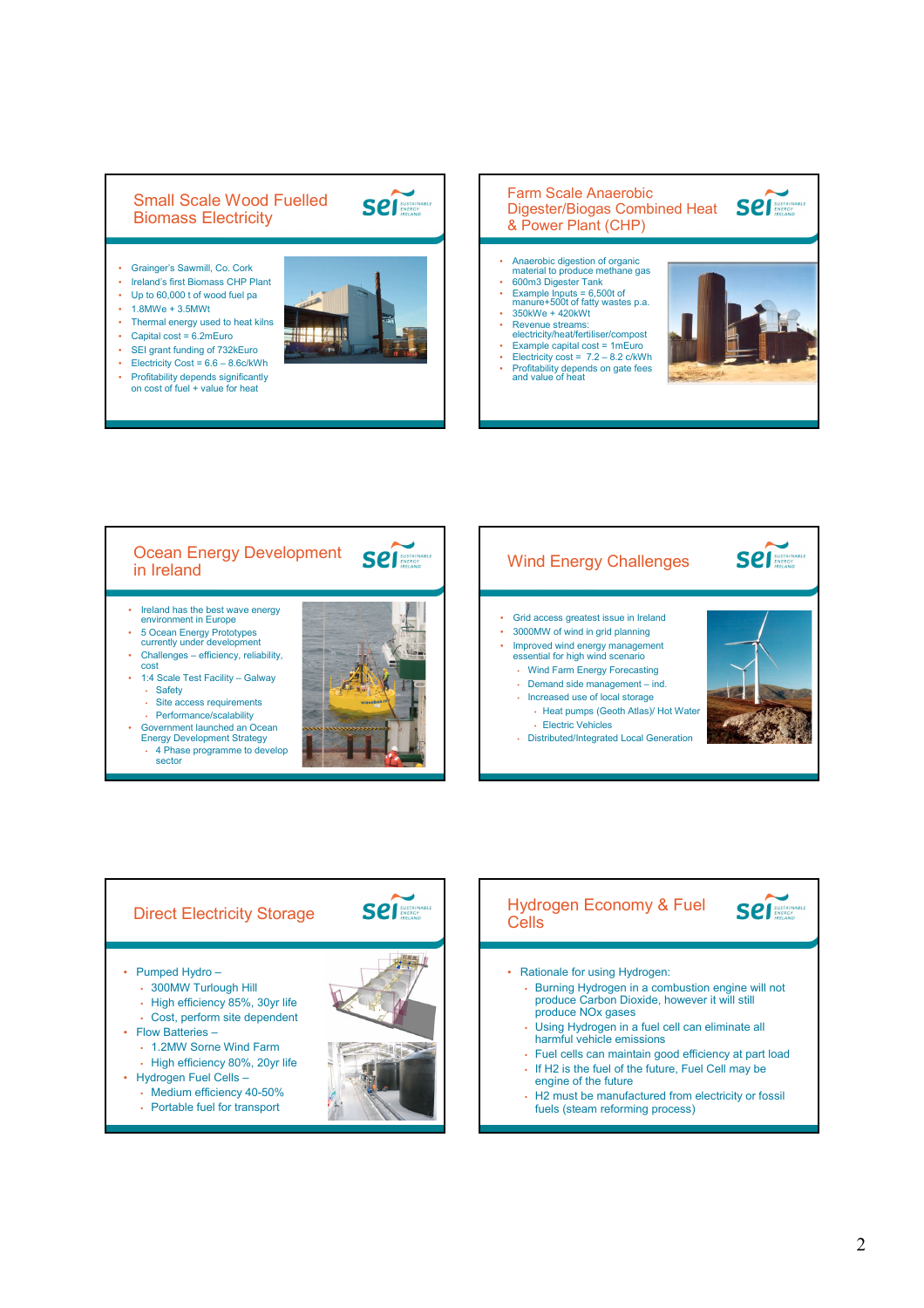## Small Scale Wood Fuelled Biomass Electricity

- Grainger's Sawmill, Co. Cork
- Ireland's first Biomass CHP Plant
- Up to 60,000 t of wood fuel pa
- 1.8MWe + 3.5MWt
- Thermal energy used to heat kilns
- Capital cost = 6.2mEuro
- SEI grant funding of 732kEuro
- Electricity Cost = 6.6 – 8.6c/kWh
- Profitability depends significantly on cost of fuel + value for heat

## Farm Scale Anaerobic Digester/Biogas Combined Heat & Power Plant (CHP)

- Anaerobic digestion of organic material to produce methane gas
- 600m3 Digester Tank
- Example Inputs = 6,500t of manure+500t of fatty wastes p.a.
- 350kWe + 420kWt
- Revenue streams: electricity/heat/fertiliser/compost
- Example capital cost = 1mEuro
- Electricity cost = 7.2 – 8.2 c/kWh
- Profitability depends on gate fees and value of heat

## Ocean Energy Development in Ireland

- Ireland has the best wave energy environment in Europe
- 5 Ocean Energy Prototypes currently under development
- Challenges – efficiency, reliability, cost
- 1:4 Scale Test Facility – Galway
  - Safety
  - Site access requirements
  - Performance/scalability
- Government launched an Ocean Energy Development Strategy
  - 4 Phase programme to develop sector

## Wind Energy Challenges

- Grid access greatest issue in Ireland
- 3000MW of wind in grid planning
- Improved wind energy management essential for high wind scenario
  - Wind Farm Energy Forecasting
  - Demand side management – ind.
  - Increased use of local storage
    - Heat pumps (Geoth Atlas)/ Hot Water
    - Electric Vehicles
  - Distributed/Integrated Local Generation

## Direct Electricity Storage

- Pumped Hydro –
  - 300MW Turlough Hill
  - High efficiency 85%, 30yr life
  - Cost, perform site dependent
- Flow Batteries –
  - 1.2MW Sorne Wind Farm
  - High efficiency 80%, 20yr life
- Hydrogen Fuel Cells –
  - Medium efficiency 40-50%
  - Portable fuel for transport

## Hydrogen Economy & Fuel Cells

- Rationale for using Hydrogen:
  - Burning Hydrogen in a combustion engine will not produce Carbon Dioxide, however it will still produce NOx gases
  - Using Hydrogen in a fuel cell can eliminate all harmful vehicle emissions
  - Fuel cells can maintain good efficiency at part load
  - If H2 is the fuel of the future, Fuel Cell may be engine of the future
  - H2 must be manufactured from electricity or fossil fuels (steam reforming process)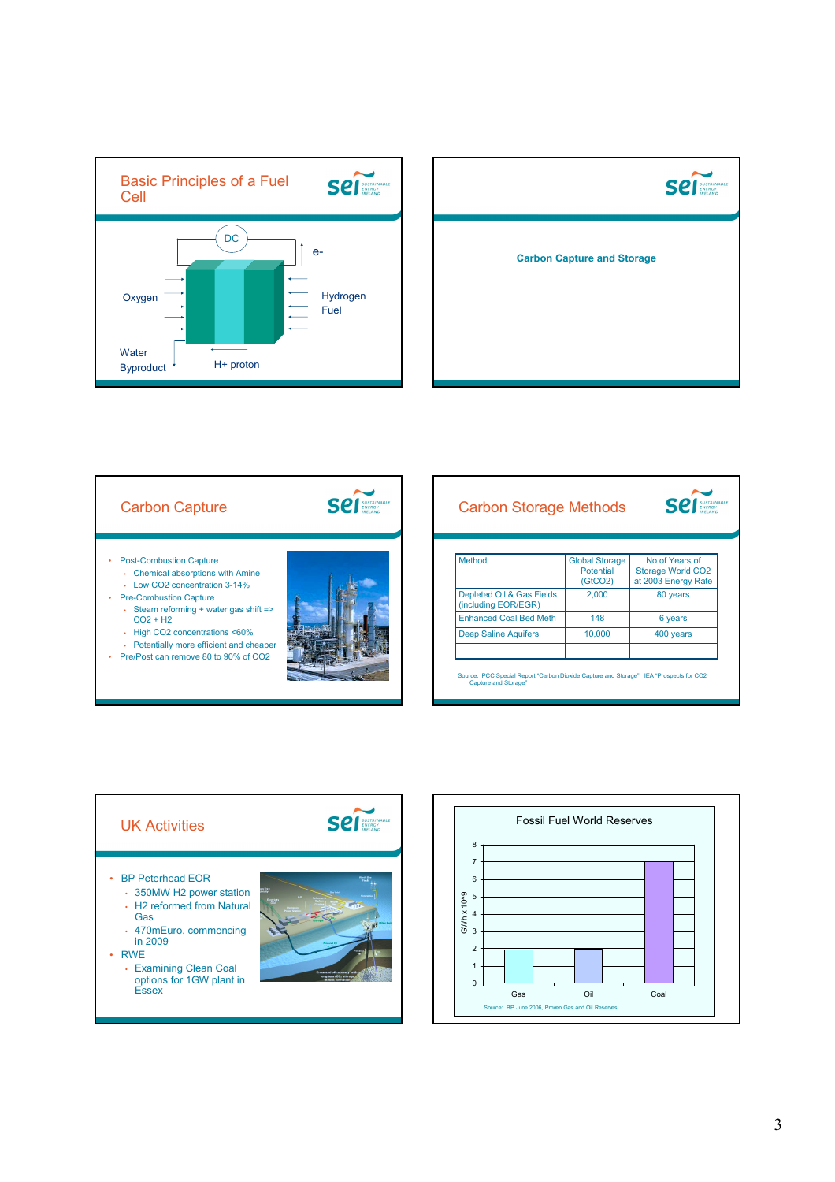## Basic Principles of a Fuel Cell

DC

e-

Oxygen

Hydrogen Fuel

Water Byproduct

H+ proton

## Carbon Capture and Storage

## Carbon Capture

- Post-Combustion Capture
  - Chemical absorptions with Amine
  - Low $CO_2$ concentration 3-14%
- Pre-Combustion Capture
  - Steam reforming + water gas shift => $CO_2$ + $H_2$
  - High $CO_2$ concentrations <60%
  - Potentially more efficient and cheaper
- Pre/Post can remove 80 to 90% of $CO_2$

## Carbon Storage Methods

| Method | Global Storage Potential ($GtCO_2$) | No of Years of Storage World $CO_2$ at 2003 Energy Rate |
|---|---|---|
| Depleted Oil & Gas Fields (including EOR/EGR) | 2,000 | 80 years |
| Enhanced Coal Bed Meth | 148 | 6 years |
| Deep Saline Aquifers | 10,000 | 400 years |
| | | |

Source: IPCC Special Report "Carbon Dioxide Capture and Storage", IEA "Prospects for CO2 Capture and Storage"

## UK Activities

- BP Peterhead EOR
  - 350MW H2 power station
  - H2 reformed from Natural Gas
  - 470mEuro, commencing in 2009
- RWE
  - Examining Clean Coal options for 1GW plant in Essex

## Fossil Fuel World Reserves

| | GWh x 10^9 |
|---|---|
| Gas | ~2 |
| Oil | ~2 |
| Coal | ~7 |

Source: BP June 2006, Proven Gas and Oil Reserves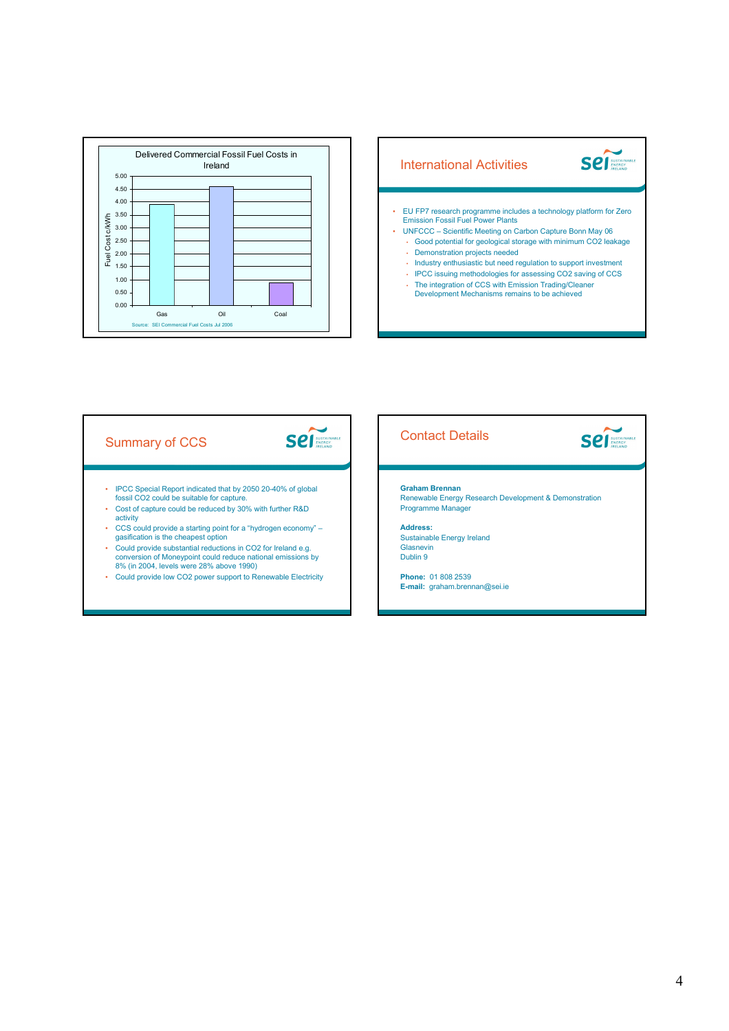Delivered Commercial Fossil Fuel Costs in Ireland

Fuel Cost c/kWh

5.00
4.50
4.00
3.50
3.00
2.50
2.00
1.50
1.00
0.50
0.00

Gas
Oil
Coal

Source: SEI Commercial Fuel Costs Jul 2006

## International Activities

- EU FP7 research programme includes a technology platform for Zero Emission Fossil Fuel Power Plants
- UNFCCC – Scientific Meeting on Carbon Capture Bonn May 06
  - Good potential for geological storage with minimum CO2 leakage
  - Demonstration projects needed
  - Industry enthusiastic but need regulation to support investment
  - IPCC issuing methodologies for assessing CO2 saving of CCS
  - The integration of CCS with Emission Trading/Cleaner Development Mechanisms remains to be achieved

## Summary of CCS

- IPCC Special Report indicated that by 2050 20-40% of global fossil CO2 could be suitable for capture.
- Cost of capture could be reduced by 30% with further R&D activity
- CCS could provide a starting point for a "hydrogen economy" – gasification is the cheapest option
- Could provide substantial reductions in CO2 for Ireland e.g. conversion of Moneypoint could reduce national emissions by 8% (in 2004, levels were 28% above 1990)
- Could provide low CO2 power support to Renewable Electricity

## Contact Details

**Graham Brennan**
Renewable Energy Research Development & Demonstration Programme Manager

**Address:**
Sustainable Energy Ireland
Glasnevin
Dublin 9

**Phone:** 01 808 2539
**E-mail:** graham.brennan@sei.ie